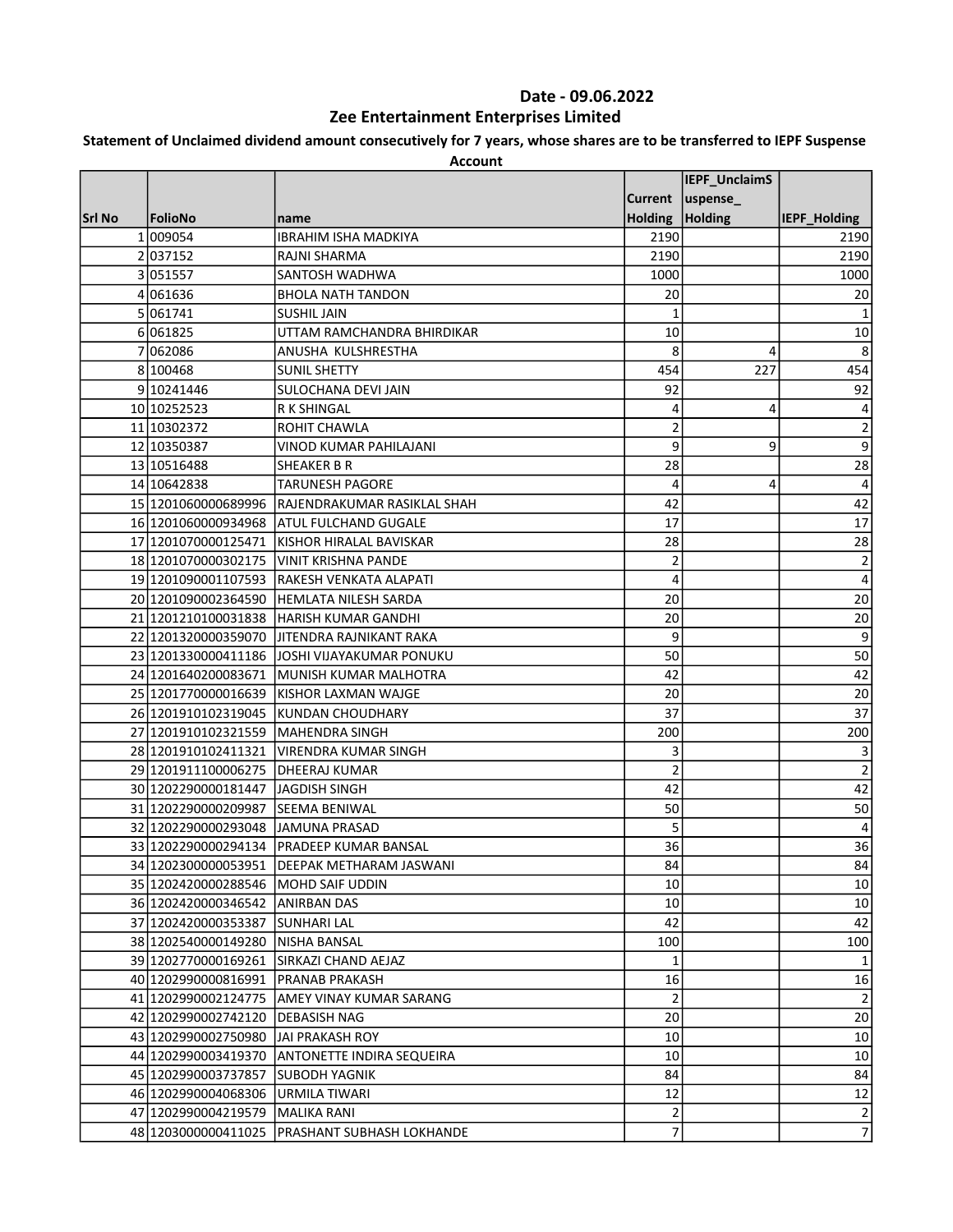Date - 09.06.2022

# Zee Entertainment Enterprises Limited

**Statement of Unclaimed dividend amount consecutively for 7 years, whose shares are to be transferred to IEPF Suspense Account**

| Srl No | FolioNo | name | Current Holding | IEPF_UnclaimSuspense_Holding | IEPF_Holding |
|---|---|---|---|---|---|
| 1 | 009054 | IBRAHIM ISHA MADKIYA | 2190 | | 2190 |
| 2 | 037152 | RAJNI SHARMA | 2190 | | 2190 |
| 3 | 051557 | SANTOSH WADHWA | 1000 | | 1000 |
| 4 | 061636 | BHOLA NATH TANDON | 20 | | 20 |
| 5 | 061741 | SUSHIL JAIN | 1 | | 1 |
| 6 | 061825 | UTTAM RAMCHANDRA BHIRDIKAR | 10 | | 10 |
| 7 | 062086 | ANUSHA KULSHRESTHA | 8 | 4 | 8 |
| 8 | 100468 | SUNIL SHETTY | 454 | 227 | 454 |
| 9 | 10241446 | SULOCHANA DEVI JAIN | 92 | | 92 |
| 10 | 10252523 | R K SHINGAL | 4 | 4 | 4 |
| 11 | 10302372 | ROHIT CHAWLA | 2 | | 2 |
| 12 | 10350387 | VINOD KUMAR PAHILAJANI | 9 | 9 | 9 |
| 13 | 10516488 | SHEAKER B R | 28 | | 28 |
| 14 | 10642838 | TARUNESH PAGORE | 4 | 4 | 4 |
| 15 | 1201060000689996 | RAJENDRAKUMAR RASIKLAL SHAH | 42 | | 42 |
| 16 | 1201060000934968 | ATUL FULCHAND GUGALE | 17 | | 17 |
| 17 | 1201070000125471 | KISHOR HIRALAL BAVISKAR | 28 | | 28 |
| 18 | 1201070000302175 | VINIT KRISHNA PANDE | 2 | | 2 |
| 19 | 1201090001107593 | RAKESH VENKATA ALAPATI | 4 | | 4 |
| 20 | 1201090002364590 | HEMLATA NILESH SARDA | 20 | | 20 |
| 21 | 1201210100031838 | HARISH KUMAR GANDHI | 20 | | 20 |
| 22 | 1201320000359070 | JITENDRA RAJNIKANT RAKA | 9 | | 9 |
| 23 | 1201330000411186 | JOSHI VIJAYAKUMAR PONUKU | 50 | | 50 |
| 24 | 1201640200083671 | MUNISH KUMAR MALHOTRA | 42 | | 42 |
| 25 | 1201770000016639 | KISHOR LAXMAN WAJGE | 20 | | 20 |
| 26 | 1201910102319045 | KUNDAN CHOUDHARY | 37 | | 37 |
| 27 | 1201910102321559 | MAHENDRA SINGH | 200 | | 200 |
| 28 | 1201910102411321 | VIRENDRA KUMAR SINGH | 3 | | 3 |
| 29 | 1201911100006275 | DHEERAJ KUMAR | 2 | | 2 |
| 30 | 1202290000181447 | JAGDISH SINGH | 42 | | 42 |
| 31 | 1202290000209987 | SEEMA BENIWAL | 50 | | 50 |
| 32 | 1202290000293048 | JAMUNA PRASAD | 5 | | 4 |
| 33 | 1202290000294134 | PRADEEP KUMAR BANSAL | 36 | | 36 |
| 34 | 1202300000053951 | DEEPAK METHARAM JASWANI | 84 | | 84 |
| 35 | 1202420000288546 | MOHD SAIF UDDIN | 10 | | 10 |
| 36 | 1202420000346542 | ANIRBAN DAS | 10 | | 10 |
| 37 | 1202420000353387 | SUNHARI LAL | 42 | | 42 |
| 38 | 1202540000149280 | NISHA BANSAL | 100 | | 100 |
| 39 | 1202770000169261 | SIRKAZI CHAND AEJAZ | 1 | | 1 |
| 40 | 1202990000816991 | PRANAB PRAKASH | 16 | | 16 |
| 41 | 1202990002124775 | AMEY VINAY KUMAR SARANG | 2 | | 2 |
| 42 | 1202990002742120 | DEBASISH NAG | 20 | | 20 |
| 43 | 1202990002750980 | JAI PRAKASH ROY | 10 | | 10 |
| 44 | 1202990003419370 | ANTONETTE INDIRA SEQUEIRA | 10 | | 10 |
| 45 | 1202990003737857 | SUBODH YAGNIK | 84 | | 84 |
| 46 | 1202990004068306 | URMILA TIWARI | 12 | | 12 |
| 47 | 1202990004219579 | MALIKA RANI | 2 | | 2 |
| 48 | 1203000000411025 | PRASHANT SUBHASH LOKHANDE | 7 | | 7 |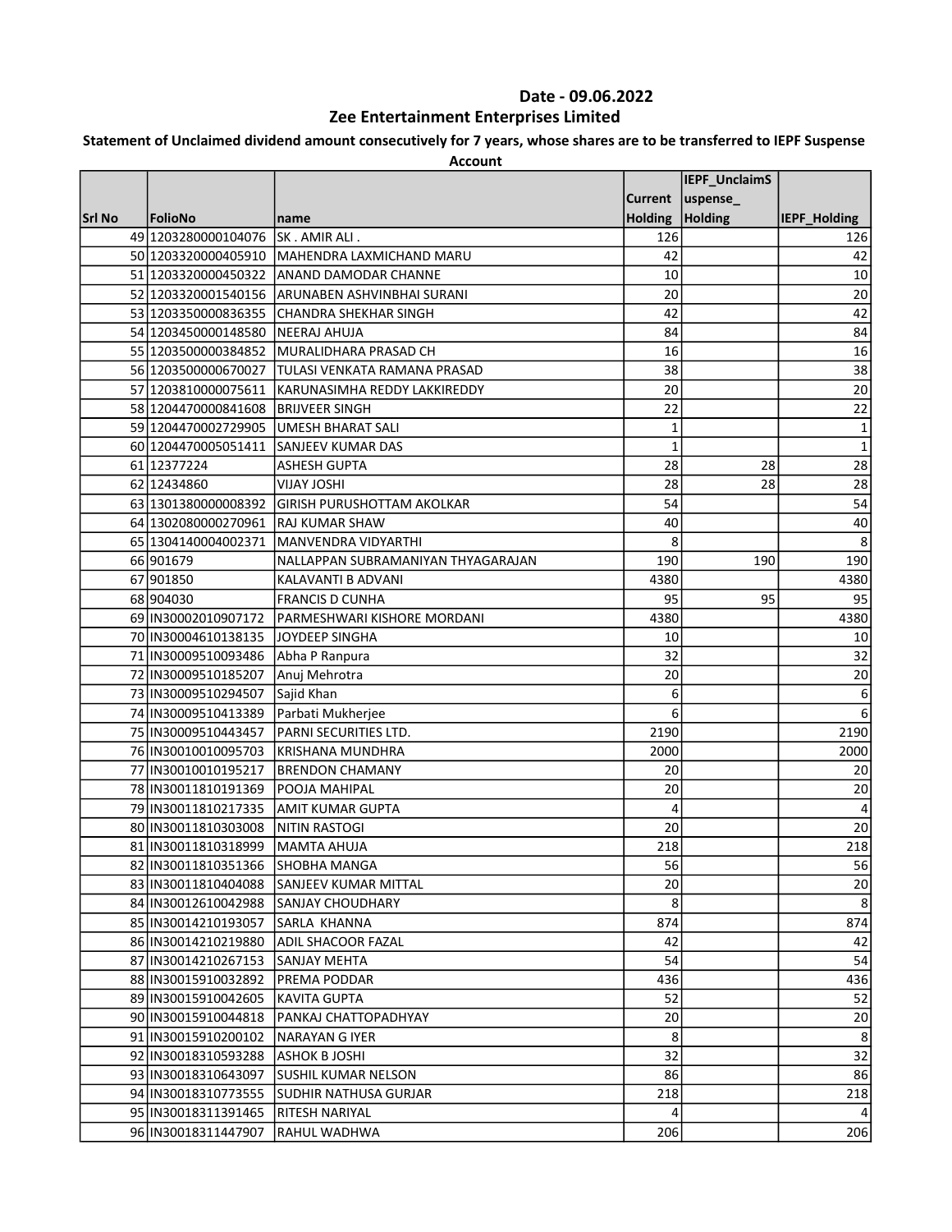# Date - 09.06.2022

## Zee Entertainment Enterprises Limited

**Statement of Unclaimed dividend amount consecutively for 7 years, whose shares are to be transferred to IEPF Suspense Account**

| Srl No | FolioNo | name | Current Holding | IEPF_UnclaimSuspense_Holding | IEPF_Holding |
|---|---|---|---|---|---|
| 49 | 1203280000104076 | SK . AMIR ALI . | 126 | | 126 |
| 50 | 1203320000405910 | MAHENDRA LAXMICHAND MARU | 42 | | 42 |
| 51 | 1203320000450322 | ANAND DAMODAR CHANNE | 10 | | 10 |
| 52 | 1203320001540156 | ARUNABEN ASHVINBHAI SURANI | 20 | | 20 |
| 53 | 1203350000836355 | CHANDRA SHEKHAR SINGH | 42 | | 42 |
| 54 | 1203450000148580 | NEERAJ AHUJA | 84 | | 84 |
| 55 | 1203500000384852 | MURALIDHARA PRASAD CH | 16 | | 16 |
| 56 | 1203500000670027 | TULASI VENKATA RAMANA PRASAD | 38 | | 38 |
| 57 | 1203810000075611 | KARUNASIMHA REDDY LAKKIREDDY | 20 | | 20 |
| 58 | 1204470000841608 | BRIJVEER SINGH | 22 | | 22 |
| 59 | 1204470002729905 | UMESH BHARAT SALI | 1 | | 1 |
| 60 | 1204470005051411 | SANJEEV KUMAR DAS | 1 | | 1 |
| 61 | 12377224 | ASHESH GUPTA | 28 | 28 | 28 |
| 62 | 12434860 | VIJAY JOSHI | 28 | 28 | 28 |
| 63 | 1301380000008392 | GIRISH PURUSHOTTAM AKOLKAR | 54 | | 54 |
| 64 | 1302080000270961 | RAJ KUMAR SHAW | 40 | | 40 |
| 65 | 1304140004002371 | MANVENDRA VIDYARTHI | 8 | | 8 |
| 66 | 901679 | NALLAPPAN SUBRAMANIYAN THYAGARAJAN | 190 | 190 | 190 |
| 67 | 901850 | KALAVANTI B ADVANI | 4380 | | 4380 |
| 68 | 904030 | FRANCIS D CUNHA | 95 | 95 | 95 |
| 69 | IN30002010907172 | PARMESHWARI KISHORE MORDANI | 4380 | | 4380 |
| 70 | IN30004610138135 | JOYDEEP SINGHA | 10 | | 10 |
| 71 | IN30009510093486 | Abha P Ranpura | 32 | | 32 |
| 72 | IN30009510185207 | Anuj Mehrotra | 20 | | 20 |
| 73 | IN30009510294507 | Sajid Khan | 6 | | 6 |
| 74 | IN30009510413389 | Parbati Mukherjee | 6 | | 6 |
| 75 | IN30009510443457 | PARNI SECURITIES LTD. | 2190 | | 2190 |
| 76 | IN30010010095703 | KRISHANA MUNDHRA | 2000 | | 2000 |
| 77 | IN30010010195217 | BRENDON CHAMANY | 20 | | 20 |
| 78 | IN30011810191369 | POOJA MAHIPAL | 20 | | 20 |
| 79 | IN30011810217335 | AMIT KUMAR GUPTA | 4 | | 4 |
| 80 | IN30011810303008 | NITIN RASTOGI | 20 | | 20 |
| 81 | IN30011810318999 | MAMTA AHUJA | 218 | | 218 |
| 82 | IN30011810351366 | SHOBHA MANGA | 56 | | 56 |
| 83 | IN30011810404088 | SANJEEV KUMAR MITTAL | 20 | | 20 |
| 84 | IN30012610042988 | SANJAY CHOUDHARY | 8 | | 8 |
| 85 | IN30014210193057 | SARLA KHANNA | 874 | | 874 |
| 86 | IN30014210219880 | ADIL SHACOOR FAZAL | 42 | | 42 |
| 87 | IN30014210267153 | SANJAY MEHTA | 54 | | 54 |
| 88 | IN30015910032892 | PREMA PODDAR | 436 | | 436 |
| 89 | IN30015910042605 | KAVITA GUPTA | 52 | | 52 |
| 90 | IN30015910044818 | PANKAJ CHATTOPADHYAY | 20 | | 20 |
| 91 | IN30015910200102 | NARAYAN G IYER | 8 | | 8 |
| 92 | IN30018310593288 | ASHOK B JOSHI | 32 | | 32 |
| 93 | IN30018310643097 | SUSHIL KUMAR NELSON | 86 | | 86 |
| 94 | IN30018310773555 | SUDHIR NATHUSA GURJAR | 218 | | 218 |
| 95 | IN30018311391465 | RITESH NARIYAL | 4 | | 4 |
| 96 | IN30018311447907 | RAHUL WADHWA | 206 | | 206 |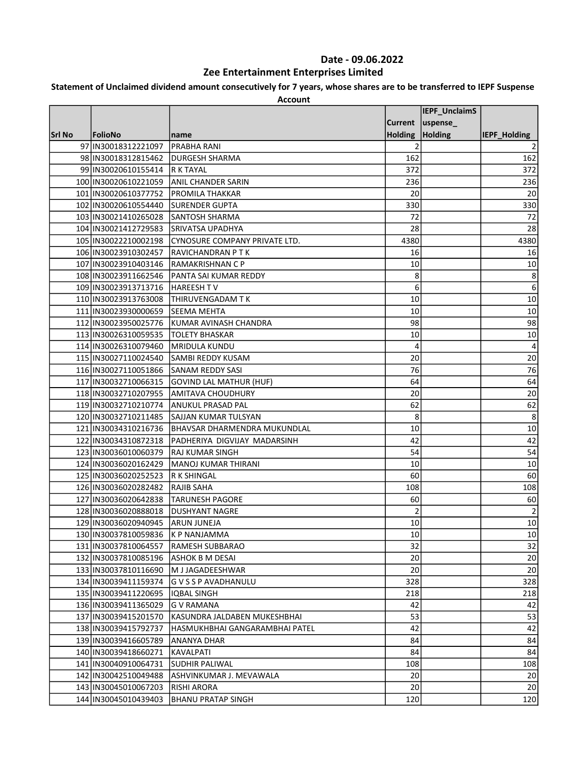# Date - 09.06.2022

## Zee Entertainment Enterprises Limited

**Statement of Unclaimed dividend amount consecutively for 7 years, whose shares are to be transferred to IEPF Suspense Account**

| Srl No | FolioNo | name | Current Holding | IEPF_UnclaimSuspense_Holding | IEPF_Holding |
|---|---|---|---|---|---|
| 97 | IN30018312221097 | PRABHA RANI | 2 | | 2 |
| 98 | IN30018312815462 | DURGESH SHARMA | 162 | | 162 |
| 99 | IN30020610155414 | R K TAYAL | 372 | | 372 |
| 100 | IN30020610221059 | ANIL CHANDER SARIN | 236 | | 236 |
| 101 | IN30020610377752 | PROMILA THAKKAR | 20 | | 20 |
| 102 | IN30020610554440 | SURENDER GUPTA | 330 | | 330 |
| 103 | IN30021410265028 | SANTOSH SHARMA | 72 | | 72 |
| 104 | IN30021412729583 | SRIVATSA UPADHYA | 28 | | 28 |
| 105 | IN30022210002198 | CYNOSURE COMPANY PRIVATE LTD. | 4380 | | 4380 |
| 106 | IN30023910302457 | RAVICHANDRAN P T K | 16 | | 16 |
| 107 | IN30023910403146 | RAMAKRISHNAN C P | 10 | | 10 |
| 108 | IN30023911662546 | PANTA SAI KUMAR REDDY | 8 | | 8 |
| 109 | IN30023913713716 | HAREESH T V | 6 | | 6 |
| 110 | IN30023913763008 | THIRUVENGADAM T K | 10 | | 10 |
| 111 | IN30023930000659 | SEEMA MEHTA | 10 | | 10 |
| 112 | IN30023950025776 | KUMAR AVINASH CHANDRA | 98 | | 98 |
| 113 | IN30026310059535 | TOLETY BHASKAR | 10 | | 10 |
| 114 | IN30026310079460 | MRIDULA KUNDU | 4 | | 4 |
| 115 | IN30027110024540 | SAMBI REDDY KUSAM | 20 | | 20 |
| 116 | IN30027110051866 | SANAM REDDY SASI | 76 | | 76 |
| 117 | IN30032710066315 | GOVIND LAL MATHUR (HUF) | 64 | | 64 |
| 118 | IN30032710207955 | AMITAVA CHOUDHURY | 20 | | 20 |
| 119 | IN30032710210774 | ANUKUL PRASAD PAL | 62 | | 62 |
| 120 | IN30032710211485 | SAJJAN KUMAR TULSYAN | 8 | | 8 |
| 121 | IN30034310216736 | BHAVSAR DHARMENDRA MUKUNDLAL | 10 | | 10 |
| 122 | IN30034310872318 | PADHERIYA DIGVIJAY MADARSINH | 42 | | 42 |
| 123 | IN30036010060379 | RAJ KUMAR SINGH | 54 | | 54 |
| 124 | IN30036020162429 | MANOJ KUMAR THIRANI | 10 | | 10 |
| 125 | IN30036020252523 | R K SHINGAL | 60 | | 60 |
| 126 | IN30036020282482 | RAJIB SAHA | 108 | | 108 |
| 127 | IN30036020642838 | TARUNESH PAGORE | 60 | | 60 |
| 128 | IN30036020888018 | DUSHYANT NAGRE | 2 | | 2 |
| 129 | IN30036020940945 | ARUN JUNEJA | 10 | | 10 |
| 130 | IN30037810059836 | K P NANJAMMA | 10 | | 10 |
| 131 | IN30037810064557 | RAMESH SUBBARAO | 32 | | 32 |
| 132 | IN30037810085196 | ASHOK B M DESAI | 20 | | 20 |
| 133 | IN30037810116690 | M J JAGADEESHWAR | 20 | | 20 |
| 134 | IN30039411159374 | G V S S P AVADHANULU | 328 | | 328 |
| 135 | IN30039411220695 | IQBAL SINGH | 218 | | 218 |
| 136 | IN30039411365029 | G V RAMANA | 42 | | 42 |
| 137 | IN30039415201570 | KASUNDRA JALDABEN MUKESHBHAI | 53 | | 53 |
| 138 | IN30039415792737 | HASMUKHBHAI GANGARAMBHAI PATEL | 42 | | 42 |
| 139 | IN30039416605789 | ANANYA DHAR | 84 | | 84 |
| 140 | IN30039418660271 | KAVALPATI | 84 | | 84 |
| 141 | IN30040910064731 | SUDHIR PALIWAL | 108 | | 108 |
| 142 | IN30042510049488 | ASHVINKUMAR J. MEVAWALA | 20 | | 20 |
| 143 | IN30045010067203 | RISHI ARORA | 20 | | 20 |
| 144 | IN30045010439403 | BHANU PRATAP SINGH | 120 | | 120 |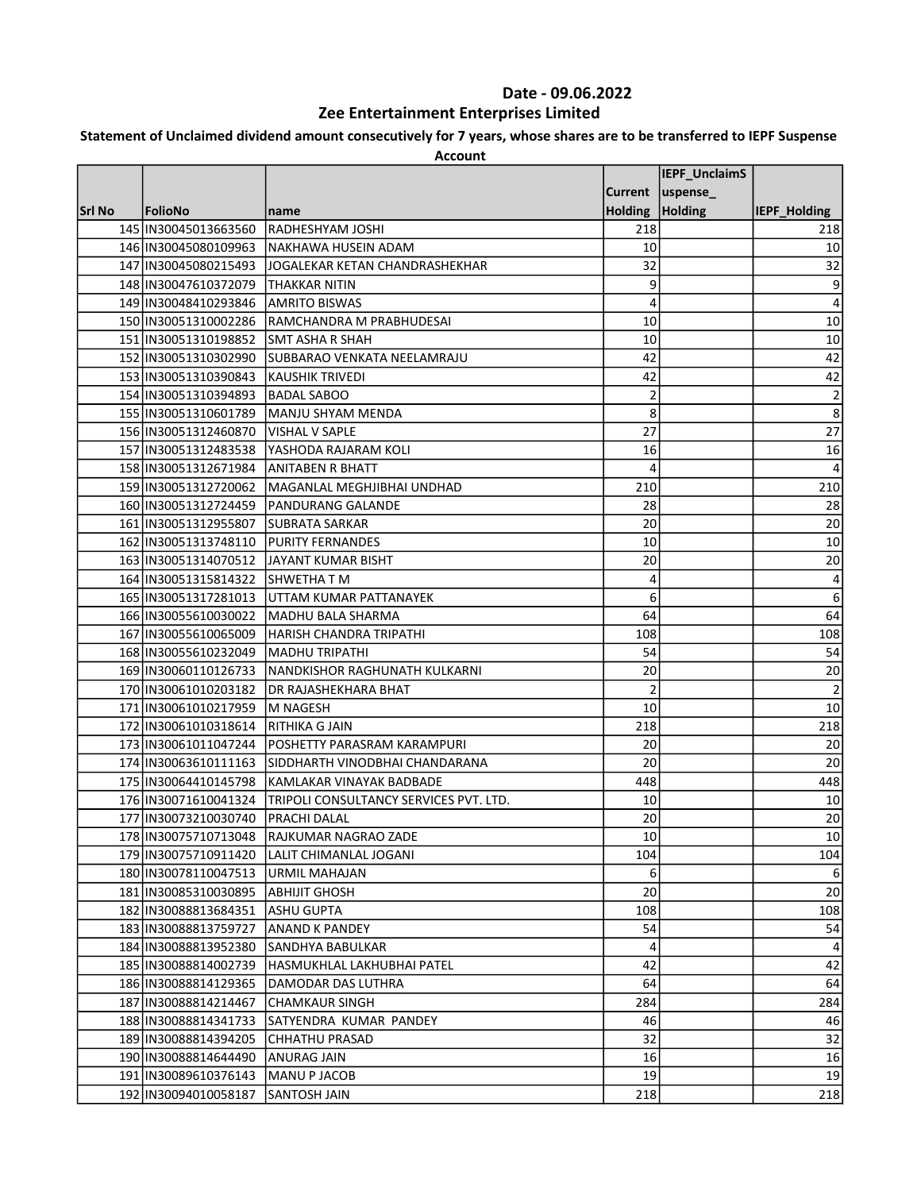## Date - 09.06.2022

## Zee Entertainment Enterprises Limited

**Statement of Unclaimed dividend amount consecutively for 7 years, whose shares are to be transferred to IEPF Suspense Account**

| Srl No | FolioNo | name | Current Holding | IEPF_UnclaimSuspense_Holding | IEPF_Holding |
|---|---|---|---|---|---|
| 145 | IN30045013663560 | RADHESHYAM JOSHI | 218 | | 218 |
| 146 | IN30045080109963 | NAKHAWA HUSEIN ADAM | 10 | | 10 |
| 147 | IN30045080215493 | JOGALEKAR KETAN CHANDRASHEKHAR | 32 | | 32 |
| 148 | IN30047610372079 | THAKKAR NITIN | 9 | | 9 |
| 149 | IN30048410293846 | AMRITO BISWAS | 4 | | 4 |
| 150 | IN30051310002286 | RAMCHANDRA M PRABHUDESAI | 10 | | 10 |
| 151 | IN30051310198852 | SMT ASHA R SHAH | 10 | | 10 |
| 152 | IN30051310302990 | SUBBARAO VENKATA NEELAMRAJU | 42 | | 42 |
| 153 | IN30051310390843 | KAUSHIK TRIVEDI | 42 | | 42 |
| 154 | IN30051310394893 | BADAL SABOO | 2 | | 2 |
| 155 | IN30051310601789 | MANJU SHYAM MENDA | 8 | | 8 |
| 156 | IN30051312460870 | VISHAL V SAPLE | 27 | | 27 |
| 157 | IN30051312483538 | YASHODA RAJARAM KOLI | 16 | | 16 |
| 158 | IN30051312671984 | ANITABEN R BHATT | 4 | | 4 |
| 159 | IN30051312720062 | MAGANLAL MEGHJIBHAI UNDHAD | 210 | | 210 |
| 160 | IN30051312724459 | PANDURANG GALANDE | 28 | | 28 |
| 161 | IN30051312955807 | SUBRATA SARKAR | 20 | | 20 |
| 162 | IN30051313748110 | PURITY FERNANDES | 10 | | 10 |
| 163 | IN30051314070512 | JAYANT KUMAR BISHT | 20 | | 20 |
| 164 | IN30051315814322 | SHWETHA T M | 4 | | 4 |
| 165 | IN30051317281013 | UTTAM KUMAR PATTANAYEK | 6 | | 6 |
| 166 | IN30055610030022 | MADHU BALA SHARMA | 64 | | 64 |
| 167 | IN30055610065009 | HARISH CHANDRA TRIPATHI | 108 | | 108 |
| 168 | IN30055610232049 | MADHU TRIPATHI | 54 | | 54 |
| 169 | IN30060110126733 | NANDKISHOR RAGHUNATH KULKARNI | 20 | | 20 |
| 170 | IN30061010203182 | DR RAJASHEKHARA BHAT | 2 | | 2 |
| 171 | IN30061010217959 | M NAGESH | 10 | | 10 |
| 172 | IN30061010318614 | RITHIKA G JAIN | 218 | | 218 |
| 173 | IN30061011047244 | POSHETTY PARASRAM KARAMPURI | 20 | | 20 |
| 174 | IN30063610111163 | SIDDHARTH VINODBHAI CHANDARANA | 20 | | 20 |
| 175 | IN30064410145798 | KAMLAKAR VINAYAK BADBADE | 448 | | 448 |
| 176 | IN30071610041324 | TRIPOLI CONSULTANCY SERVICES PVT. LTD. | 10 | | 10 |
| 177 | IN30073210030740 | PRACHI DALAL | 20 | | 20 |
| 178 | IN30075710713048 | RAJKUMAR NAGRAO ZADE | 10 | | 10 |
| 179 | IN30075710911420 | LALIT CHIMANLAL JOGANI | 104 | | 104 |
| 180 | IN30078110047513 | URMIL MAHAJAN | 6 | | 6 |
| 181 | IN30085310030895 | ABHIJIT GHOSH | 20 | | 20 |
| 182 | IN30088813684351 | ASHU GUPTA | 108 | | 108 |
| 183 | IN30088813759727 | ANAND K PANDEY | 54 | | 54 |
| 184 | IN30088813952380 | SANDHYA BABULKAR | 4 | | 4 |
| 185 | IN30088814002739 | HASMUKHLAL LAKHUBHAI PATEL | 42 | | 42 |
| 186 | IN30088814129365 | DAMODAR DAS LUTHRA | 64 | | 64 |
| 187 | IN30088814214467 | CHAMKAUR SINGH | 284 | | 284 |
| 188 | IN30088814341733 | SATYENDRA KUMAR PANDEY | 46 | | 46 |
| 189 | IN30088814394205 | CHHATHU PRASAD | 32 | | 32 |
| 190 | IN30088814644490 | ANURAG JAIN | 16 | | 16 |
| 191 | IN30089610376143 | MANU P JACOB | 19 | | 19 |
| 192 | IN30094010058187 | SANTOSH JAIN | 218 | | 218 |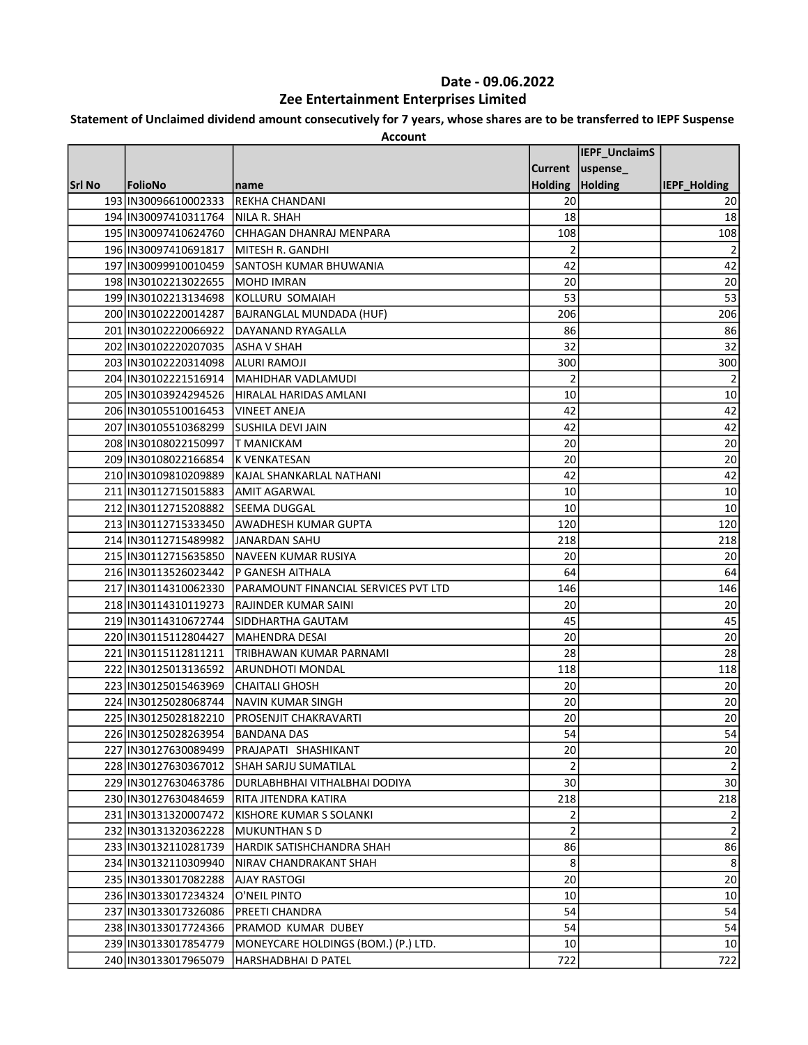Date - 09.06.2022

# Zee Entertainment Enterprises Limited

**Statement of Unclaimed dividend amount consecutively for 7 years, whose shares are to be transferred to IEPF Suspense Account**

| Srl No | FolioNo | name | Current Holding | IEPF_UnclaimSuspense_Holding | IEPF_Holding |
|---|---|---|---|---|---|
| 193 | IN30096610002333 | REKHA CHANDANI | 20 | | 20 |
| 194 | IN30097410311764 | NILA R. SHAH | 18 | | 18 |
| 195 | IN30097410624760 | CHHAGAN DHANRAJ MENPARA | 108 | | 108 |
| 196 | IN30097410691817 | MITESH R. GANDHI | 2 | | 2 |
| 197 | IN30099910010459 | SANTOSH KUMAR BHUWANIA | 42 | | 42 |
| 198 | IN30102213022655 | MOHD IMRAN | 20 | | 20 |
| 199 | IN30102213134698 | KOLLURU SOMAIAH | 53 | | 53 |
| 200 | IN30102220014287 | BAJRANGLAL MUNDADA (HUF) | 206 | | 206 |
| 201 | IN30102220066922 | DAYANAND RYAGALLA | 86 | | 86 |
| 202 | IN30102220207035 | ASHA V SHAH | 32 | | 32 |
| 203 | IN30102220314098 | ALURI RAMOJI | 300 | | 300 |
| 204 | IN30102221516914 | MAHIDHAR VADLAMUDI | 2 | | 2 |
| 205 | IN30103924294526 | HIRALAL HARIDAS AMLANI | 10 | | 10 |
| 206 | IN30105510016453 | VINEET ANEJA | 42 | | 42 |
| 207 | IN30105510368299 | SUSHILA DEVI JAIN | 42 | | 42 |
| 208 | IN30108022150997 | T MANICKAM | 20 | | 20 |
| 209 | IN30108022166854 | K VENKATESAN | 20 | | 20 |
| 210 | IN30109810209889 | KAJAL SHANKARLAL NATHANI | 42 | | 42 |
| 211 | IN30112715015883 | AMIT AGARWAL | 10 | | 10 |
| 212 | IN30112715208882 | SEEMA DUGGAL | 10 | | 10 |
| 213 | IN30112715333450 | AWADHESH KUMAR GUPTA | 120 | | 120 |
| 214 | IN30112715489982 | JANARDAN SAHU | 218 | | 218 |
| 215 | IN30112715635850 | NAVEEN KUMAR RUSIYA | 20 | | 20 |
| 216 | IN30113526023442 | P GANESH AITHALA | 64 | | 64 |
| 217 | IN30114310062330 | PARAMOUNT FINANCIAL SERVICES PVT LTD | 146 | | 146 |
| 218 | IN30114310119273 | RAJINDER KUMAR SAINI | 20 | | 20 |
| 219 | IN30114310672744 | SIDDHARTHA GAUTAM | 45 | | 45 |
| 220 | IN30115112804427 | MAHENDRA DESAI | 20 | | 20 |
| 221 | IN30115112811211 | TRIBHAWAN KUMAR PARNAMI | 28 | | 28 |
| 222 | IN30125013136592 | ARUNDHOTI MONDAL | 118 | | 118 |
| 223 | IN30125015463969 | CHAITALI GHOSH | 20 | | 20 |
| 224 | IN30125028068744 | NAVIN KUMAR SINGH | 20 | | 20 |
| 225 | IN30125028182210 | PROSENJIT CHAKRAVARTI | 20 | | 20 |
| 226 | IN30125028263954 | BANDANA DAS | 54 | | 54 |
| 227 | IN30127630089499 | PRAJAPATI SHASHIKANT | 20 | | 20 |
| 228 | IN30127630367012 | SHAH SARJU SUMATILAL | 2 | | 2 |
| 229 | IN30127630463786 | DURLABHBHAI VITHALBHAI DODIYA | 30 | | 30 |
| 230 | IN30127630484659 | RITA JITENDRA KATIRA | 218 | | 218 |
| 231 | IN30131320007472 | KISHORE KUMAR S SOLANKI | 2 | | 2 |
| 232 | IN30131320362228 | MUKUNTHAN S D | 2 | | 2 |
| 233 | IN30132110281739 | HARDIK SATISHCHANDRA SHAH | 86 | | 86 |
| 234 | IN30132110309940 | NIRAV CHANDRAKANT SHAH | 8 | | 8 |
| 235 | IN30133017082288 | AJAY RASTOGI | 20 | | 20 |
| 236 | IN30133017234324 | O'NEIL PINTO | 10 | | 10 |
| 237 | IN30133017326086 | PREETI CHANDRA | 54 | | 54 |
| 238 | IN30133017724366 | PRAMOD KUMAR DUBEY | 54 | | 54 |
| 239 | IN30133017854779 | MONEYCARE HOLDINGS (BOM.) (P.) LTD. | 10 | | 10 |
| 240 | IN30133017965079 | HARSHADBHAI D PATEL | 722 | | 722 |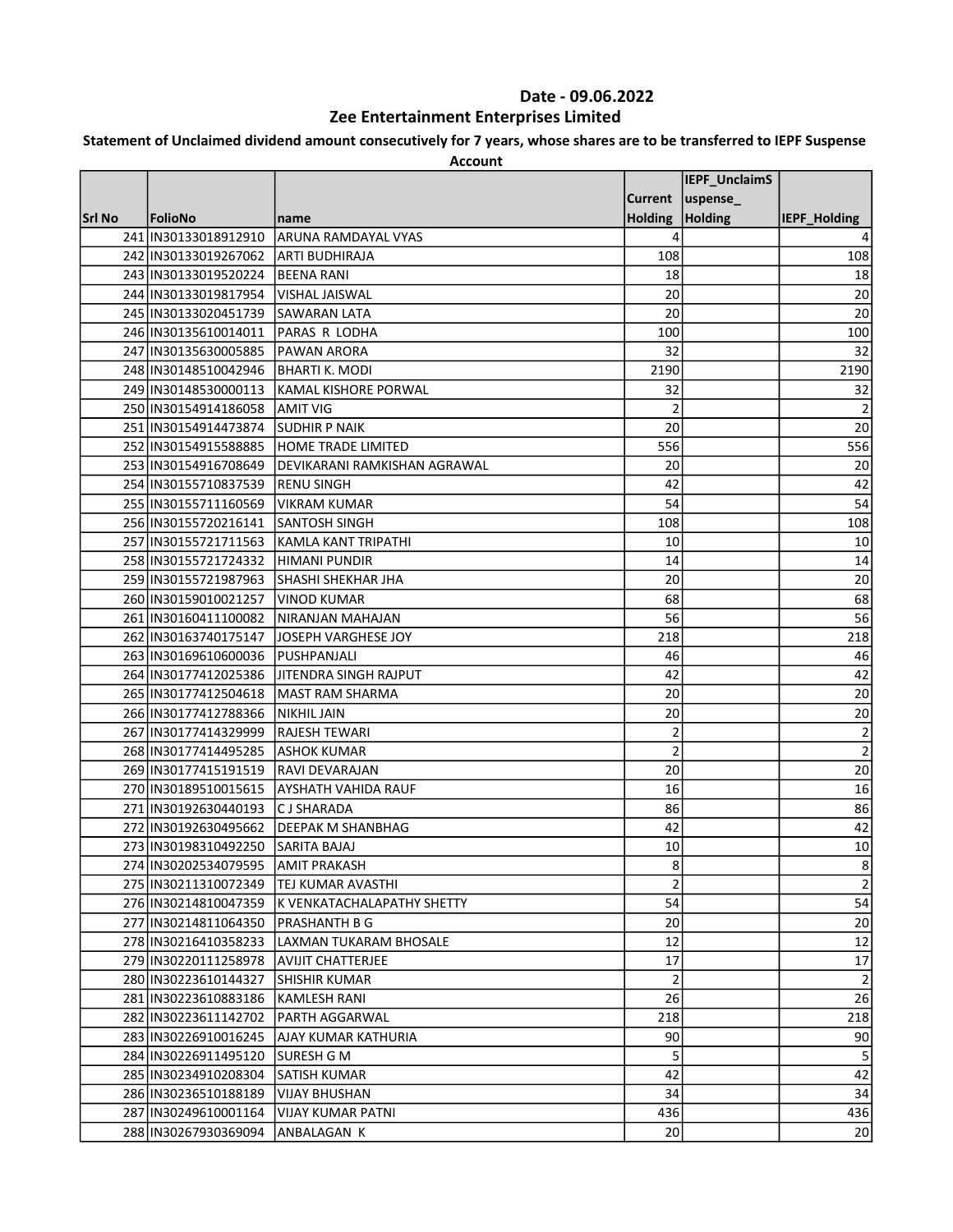## Date - 09.06.2022

## Zee Entertainment Enterprises Limited

**Statement of Unclaimed dividend amount consecutively for 7 years, whose shares are to be transferred to IEPF Suspense Account**

| Srl No | FolioNo | name | Current Holding | IEPF_UnclaimSuspense_Holding | IEPF_Holding |
|---|---|---|---|---|---|
| 241 | IN30133018912910 | ARUNA RAMDAYAL VYAS | 4 | | 4 |
| 242 | IN30133019267062 | ARTI BUDHIRAJA | 108 | | 108 |
| 243 | IN30133019520224 | BEENA RANI | 18 | | 18 |
| 244 | IN30133019817954 | VISHAL JAISWAL | 20 | | 20 |
| 245 | IN30133020451739 | SAWARAN LATA | 20 | | 20 |
| 246 | IN30135610014011 | PARAS R LODHA | 100 | | 100 |
| 247 | IN30135630005885 | PAWAN ARORA | 32 | | 32 |
| 248 | IN30148510042946 | BHARTI K. MODI | 2190 | | 2190 |
| 249 | IN30148530000113 | KAMAL KISHORE PORWAL | 32 | | 32 |
| 250 | IN30154914186058 | AMIT VIG | 2 | | 2 |
| 251 | IN30154914473874 | SUDHIR P NAIK | 20 | | 20 |
| 252 | IN30154915588885 | HOME TRADE LIMITED | 556 | | 556 |
| 253 | IN30154916708649 | DEVIKARANI RAMKISHAN AGRAWAL | 20 | | 20 |
| 254 | IN30155710837539 | RENU SINGH | 42 | | 42 |
| 255 | IN30155711160569 | VIKRAM KUMAR | 54 | | 54 |
| 256 | IN30155720216141 | SANTOSH SINGH | 108 | | 108 |
| 257 | IN30155721711563 | KAMLA KANT TRIPATHI | 10 | | 10 |
| 258 | IN30155721724332 | HIMANI PUNDIR | 14 | | 14 |
| 259 | IN30155721987963 | SHASHI SHEKHAR JHA | 20 | | 20 |
| 260 | IN30159010021257 | VINOD KUMAR | 68 | | 68 |
| 261 | IN30160411100082 | NIRANJAN MAHAJAN | 56 | | 56 |
| 262 | IN30163740175147 | JOSEPH VARGHESE JOY | 218 | | 218 |
| 263 | IN30169610600036 | PUSHPANJALI | 46 | | 46 |
| 264 | IN30177412025386 | JITENDRA SINGH RAJPUT | 42 | | 42 |
| 265 | IN30177412504618 | MAST RAM SHARMA | 20 | | 20 |
| 266 | IN30177412788366 | NIKHIL JAIN | 20 | | 20 |
| 267 | IN30177414329999 | RAJESH TEWARI | 2 | | 2 |
| 268 | IN30177414495285 | ASHOK KUMAR | 2 | | 2 |
| 269 | IN30177415191519 | RAVI DEVARAJAN | 20 | | 20 |
| 270 | IN30189510015615 | AYSHATH VAHIDA RAUF | 16 | | 16 |
| 271 | IN30192630440193 | C J SHARADA | 86 | | 86 |
| 272 | IN30192630495662 | DEEPAK M SHANBHAG | 42 | | 42 |
| 273 | IN30198310492250 | SARITA BAJAJ | 10 | | 10 |
| 274 | IN30202534079595 | AMIT PRAKASH | 8 | | 8 |
| 275 | IN30211310072349 | TEJ KUMAR AVASTHI | 2 | | 2 |
| 276 | IN30214810047359 | K VENKATACHALAPATHY SHETTY | 54 | | 54 |
| 277 | IN30214811064350 | PRASHANTH B G | 20 | | 20 |
| 278 | IN30216410358233 | LAXMAN TUKARAM BHOSALE | 12 | | 12 |
| 279 | IN30220111258978 | AVIJIT CHATTERJEE | 17 | | 17 |
| 280 | IN30223610144327 | SHISHIR KUMAR | 2 | | 2 |
| 281 | IN30223610883186 | KAMLESH RANI | 26 | | 26 |
| 282 | IN30223611142702 | PARTH AGGARWAL | 218 | | 218 |
| 283 | IN30226910016245 | AJAY KUMAR KATHURIA | 90 | | 90 |
| 284 | IN30226911495120 | SURESH G M | 5 | | 5 |
| 285 | IN30234910208304 | SATISH KUMAR | 42 | | 42 |
| 286 | IN30236510188189 | VIJAY BHUSHAN | 34 | | 34 |
| 287 | IN30249610001164 | VIJAY KUMAR PATNI | 436 | | 436 |
| 288 | IN30267930369094 | ANBALAGAN K | 20 | | 20 |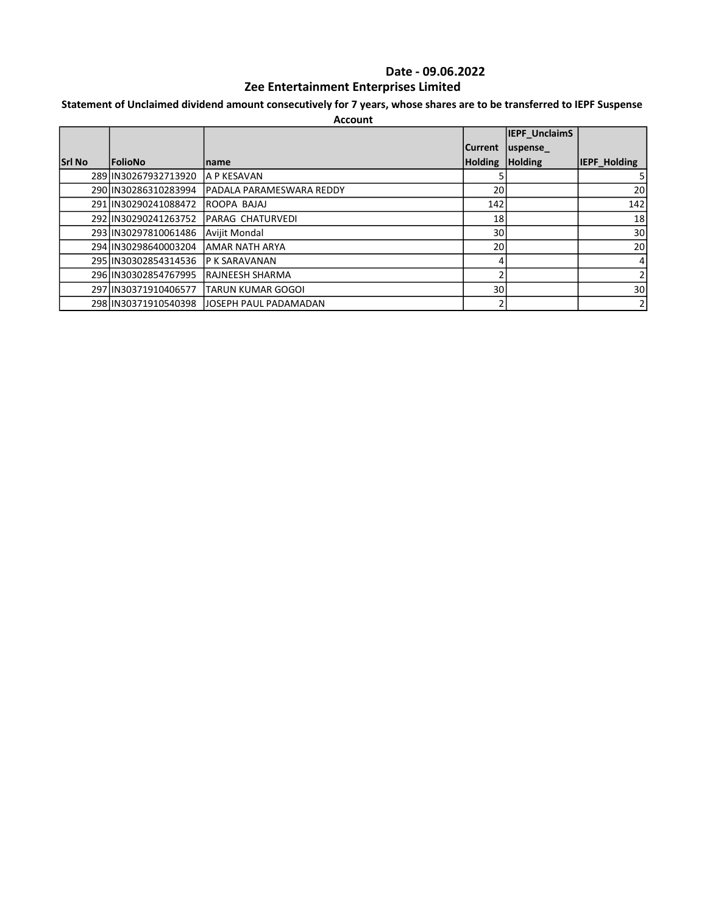**Date - 09.06.2022**

## Zee Entertainment Enterprises Limited

**Statement of Unclaimed dividend amount consecutively for 7 years, whose shares are to be transferred to IEPF Suspense Account**

| Srl No | FolioNo | name | Current Holding | IEPF_UnclaimSuspense_ Holding | IEPF_Holding |
|---|---|---|---|---|---|
| 289 | IN30267932713920 | A P KESAVAN | 5 | | 5 |
| 290 | IN30286310283994 | PADALA PARAMESWARA REDDY | 20 | | 20 |
| 291 | IN30290241088472 | ROOPA BAJAJ | 142 | | 142 |
| 292 | IN30290241263752 | PARAG CHATURVEDI | 18 | | 18 |
| 293 | IN30297810061486 | Avijit Mondal | 30 | | 30 |
| 294 | IN30298640003204 | AMAR NATH ARYA | 20 | | 20 |
| 295 | IN30302854314536 | P K SARAVANAN | 4 | | 4 |
| 296 | IN30302854767995 | RAJNEESH SHARMA | 2 | | 2 |
| 297 | IN30371910406577 | TARUN KUMAR GOGOI | 30 | | 30 |
| 298 | IN30371910540398 | JOSEPH PAUL PADAMADAN | 2 | | 2 |